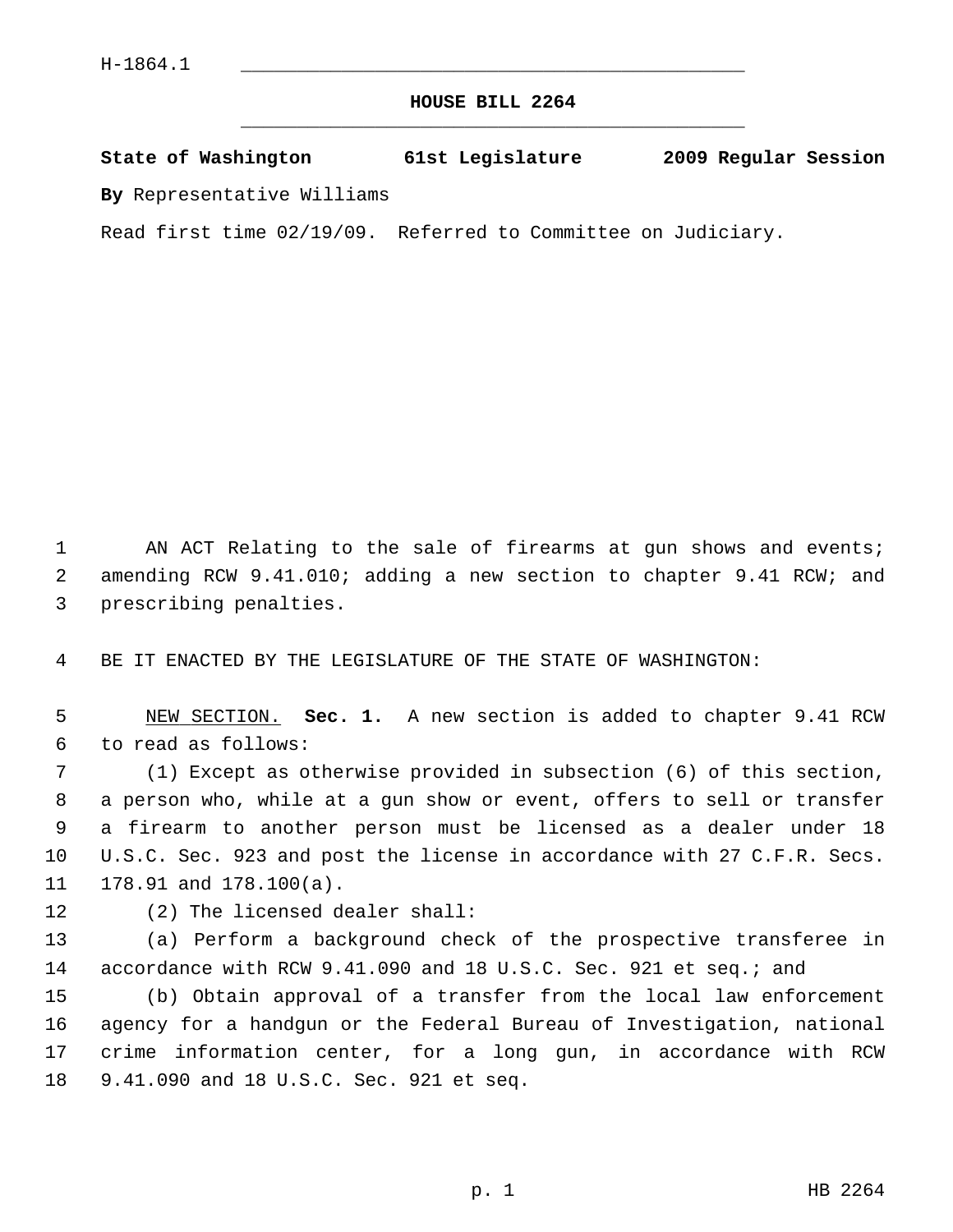H-1864.1

# HOUSE BILL 2264

**State of Washington 61st Legislature 2009 Regular Session**

**By** Representative Williams

Read first time 02/19/09. Referred to Committee on Judiciary.

AN ACT Relating to the sale of firearms at gun shows and events; amending RCW 9.41.010; adding a new section to chapter 9.41 RCW; and prescribing penalties.

BE IT ENACTED BY THE LEGISLATURE OF THE STATE OF WASHINGTON:

NEW SECTION. **Sec. 1.** A new section is added to chapter 9.41 RCW to read as follows:

(1) Except as otherwise provided in subsection (6) of this section, a person who, while at a gun show or event, offers to sell or transfer a firearm to another person must be licensed as a dealer under 18 U.S.C. Sec. 923 and post the license in accordance with 27 C.F.R. Secs. 178.91 and 178.100(a).

(2) The licensed dealer shall:

(a) Perform a background check of the prospective transferee in accordance with RCW 9.41.090 and 18 U.S.C. Sec. 921 et seq.; and

(b) Obtain approval of a transfer from the local law enforcement agency for a handgun or the Federal Bureau of Investigation, national crime information center, for a long gun, in accordance with RCW 9.41.090 and 18 U.S.C. Sec. 921 et seq.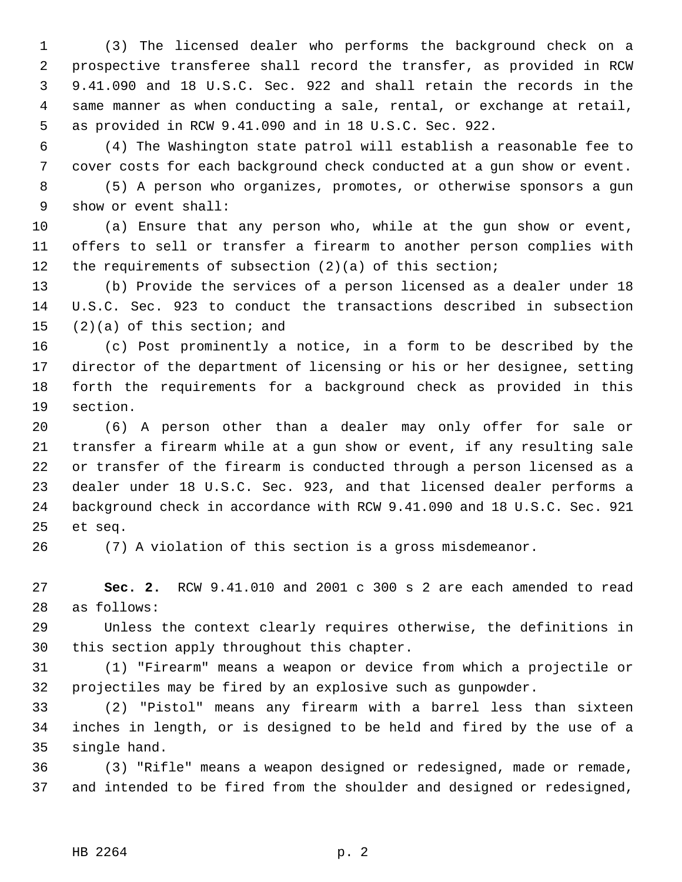(3) The licensed dealer who performs the background check on a prospective transferee shall record the transfer, as provided in RCW 9.41.090 and 18 U.S.C. Sec. 922 and shall retain the records in the same manner as when conducting a sale, rental, or exchange at retail, as provided in RCW 9.41.090 and in 18 U.S.C. Sec. 922.

(4) The Washington state patrol will establish a reasonable fee to cover costs for each background check conducted at a gun show or event.

(5) A person who organizes, promotes, or otherwise sponsors a gun show or event shall:

(a) Ensure that any person who, while at the gun show or event, offers to sell or transfer a firearm to another person complies with the requirements of subsection (2)(a) of this section;

(b) Provide the services of a person licensed as a dealer under 18 U.S.C. Sec. 923 to conduct the transactions described in subsection (2)(a) of this section; and

(c) Post prominently a notice, in a form to be described by the director of the department of licensing or his or her designee, setting forth the requirements for a background check as provided in this section.

(6) A person other than a dealer may only offer for sale or transfer a firearm while at a gun show or event, if any resulting sale or transfer of the firearm is conducted through a person licensed as a dealer under 18 U.S.C. Sec. 923, and that licensed dealer performs a background check in accordance with RCW 9.41.090 and 18 U.S.C. Sec. 921 et seq.

(7) A violation of this section is a gross misdemeanor.

**Sec. 2.** RCW 9.41.010 and 2001 c 300 s 2 are each amended to read as follows:

Unless the context clearly requires otherwise, the definitions in this section apply throughout this chapter.

(1) "Firearm" means a weapon or device from which a projectile or projectiles may be fired by an explosive such as gunpowder.

(2) "Pistol" means any firearm with a barrel less than sixteen inches in length, or is designed to be held and fired by the use of a single hand.

(3) "Rifle" means a weapon designed or redesigned, made or remade, and intended to be fired from the shoulder and designed or redesigned,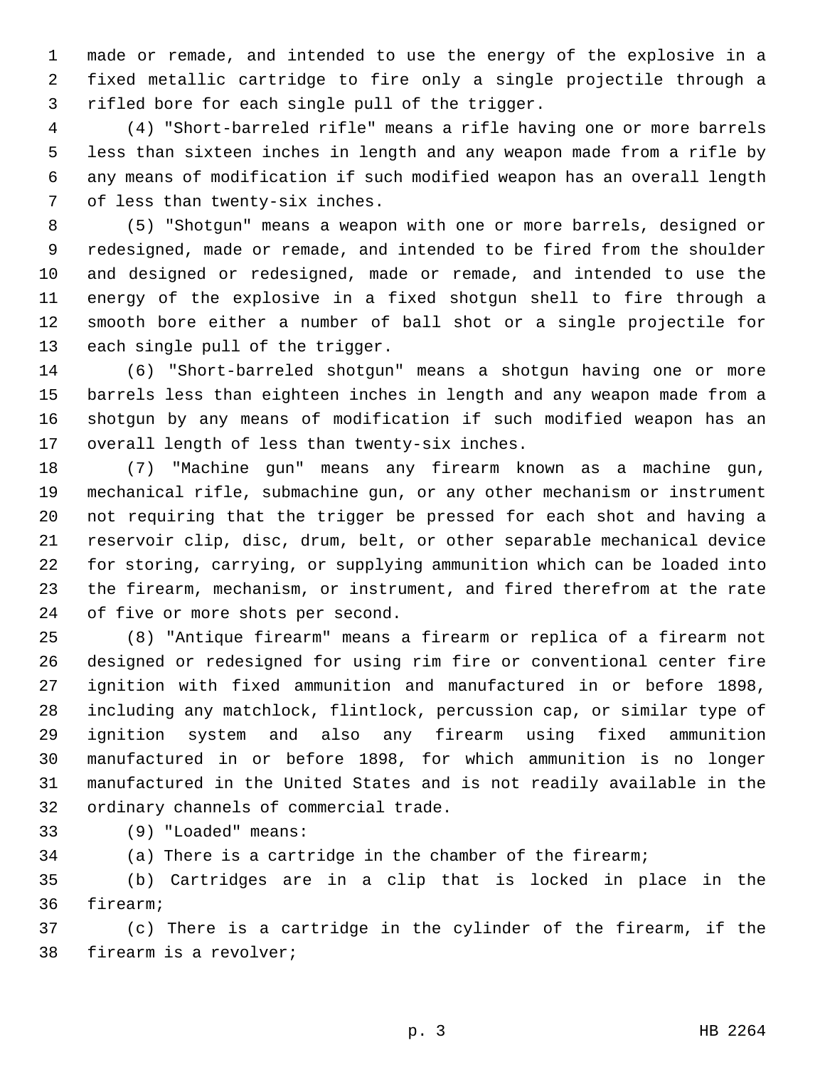made or remade, and intended to use the energy of the explosive in a fixed metallic cartridge to fire only a single projectile through a rifled bore for each single pull of the trigger.

(4) "Short-barreled rifle" means a rifle having one or more barrels less than sixteen inches in length and any weapon made from a rifle by any means of modification if such modified weapon has an overall length of less than twenty-six inches.

(5) "Shotgun" means a weapon with one or more barrels, designed or redesigned, made or remade, and intended to be fired from the shoulder and designed or redesigned, made or remade, and intended to use the energy of the explosive in a fixed shotgun shell to fire through a smooth bore either a number of ball shot or a single projectile for each single pull of the trigger.

(6) "Short-barreled shotgun" means a shotgun having one or more barrels less than eighteen inches in length and any weapon made from a shotgun by any means of modification if such modified weapon has an overall length of less than twenty-six inches.

(7) "Machine gun" means any firearm known as a machine gun, mechanical rifle, submachine gun, or any other mechanism or instrument not requiring that the trigger be pressed for each shot and having a reservoir clip, disc, drum, belt, or other separable mechanical device for storing, carrying, or supplying ammunition which can be loaded into the firearm, mechanism, or instrument, and fired therefrom at the rate of five or more shots per second.

(8) "Antique firearm" means a firearm or replica of a firearm not designed or redesigned for using rim fire or conventional center fire ignition with fixed ammunition and manufactured in or before 1898, including any matchlock, flintlock, percussion cap, or similar type of ignition system and also any firearm using fixed ammunition manufactured in or before 1898, for which ammunition is no longer manufactured in the United States and is not readily available in the ordinary channels of commercial trade.

(9) "Loaded" means:

(a) There is a cartridge in the chamber of the firearm;

(b) Cartridges are in a clip that is locked in place in the firearm;

(c) There is a cartridge in the cylinder of the firearm, if the firearm is a revolver;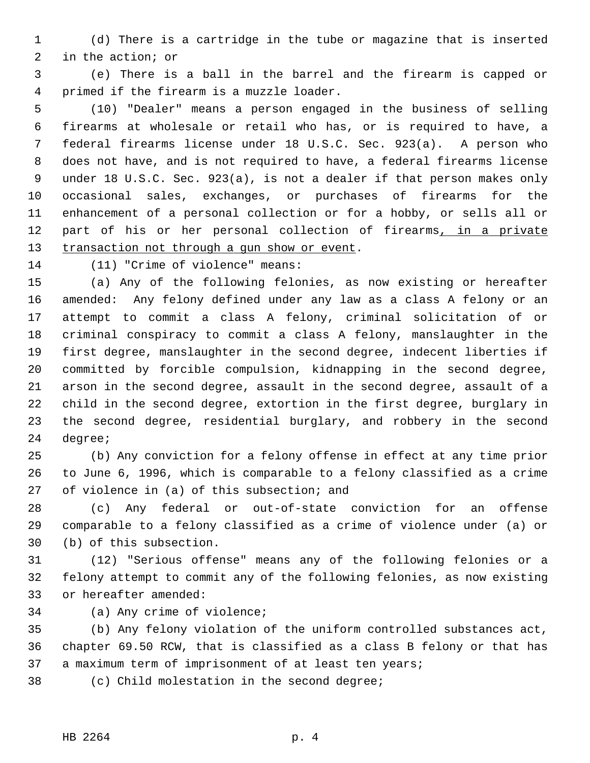(d) There is a cartridge in the tube or magazine that is inserted in the action; or

(e) There is a ball in the barrel and the firearm is capped or primed if the firearm is a muzzle loader.

(10) "Dealer" means a person engaged in the business of selling firearms at wholesale or retail who has, or is required to have, a federal firearms license under 18 U.S.C. Sec. 923(a). A person who does not have, and is not required to have, a federal firearms license under 18 U.S.C. Sec. 923(a), is not a dealer if that person makes only occasional sales, exchanges, or purchases of firearms for the enhancement of a personal collection or for a hobby, or sells all or part of his or her personal collection of firearms<u>, in a private transaction not through a gun show or event</u>.

(11) "Crime of violence" means:

(a) Any of the following felonies, as now existing or hereafter amended: Any felony defined under any law as a class A felony or an attempt to commit a class A felony, criminal solicitation of or criminal conspiracy to commit a class A felony, manslaughter in the first degree, manslaughter in the second degree, indecent liberties if committed by forcible compulsion, kidnapping in the second degree, arson in the second degree, assault in the second degree, assault of a child in the second degree, extortion in the first degree, burglary in the second degree, residential burglary, and robbery in the second degree;

(b) Any conviction for a felony offense in effect at any time prior to June 6, 1996, which is comparable to a felony classified as a crime of violence in (a) of this subsection; and

(c) Any federal or out-of-state conviction for an offense comparable to a felony classified as a crime of violence under (a) or (b) of this subsection.

(12) "Serious offense" means any of the following felonies or a felony attempt to commit any of the following felonies, as now existing or hereafter amended:

(a) Any crime of violence;

(b) Any felony violation of the uniform controlled substances act, chapter 69.50 RCW, that is classified as a class B felony or that has a maximum term of imprisonment of at least ten years;

(c) Child molestation in the second degree;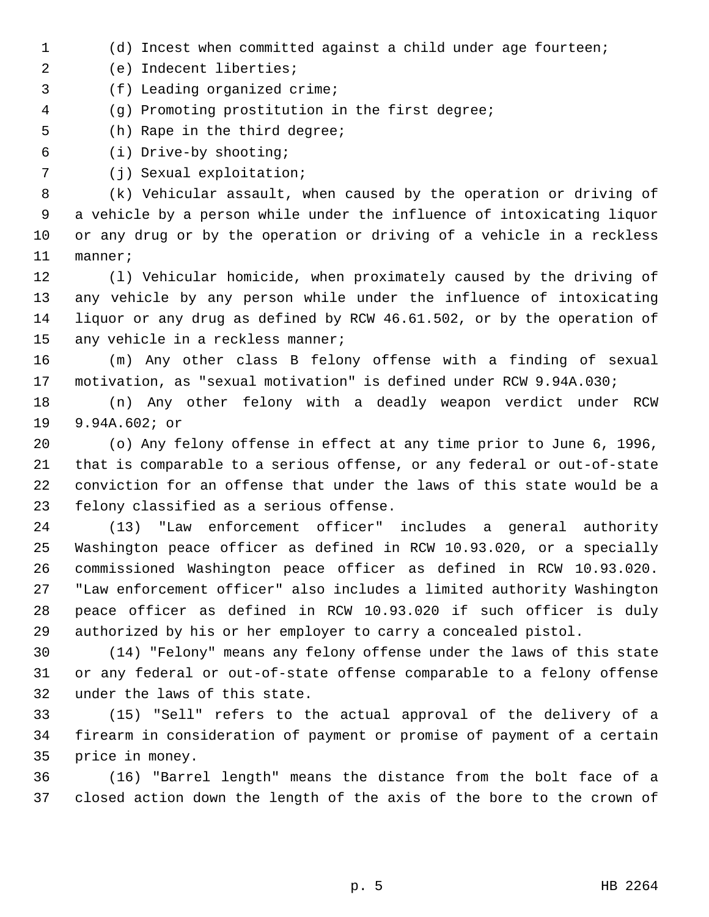(d) Incest when committed against a child under age fourteen;

(e) Indecent liberties;

(f) Leading organized crime;

(g) Promoting prostitution in the first degree;

(h) Rape in the third degree;

(i) Drive-by shooting;

(j) Sexual exploitation;

(k) Vehicular assault, when caused by the operation or driving of a vehicle by a person while under the influence of intoxicating liquor or any drug or by the operation or driving of a vehicle in a reckless manner;

(l) Vehicular homicide, when proximately caused by the driving of any vehicle by any person while under the influence of intoxicating liquor or any drug as defined by RCW 46.61.502, or by the operation of any vehicle in a reckless manner;

(m) Any other class B felony offense with a finding of sexual motivation, as "sexual motivation" is defined under RCW 9.94A.030;

(n) Any other felony with a deadly weapon verdict under RCW 9.94A.602; or

(o) Any felony offense in effect at any time prior to June 6, 1996, that is comparable to a serious offense, or any federal or out-of-state conviction for an offense that under the laws of this state would be a felony classified as a serious offense.

(13) "Law enforcement officer" includes a general authority Washington peace officer as defined in RCW 10.93.020, or a specially commissioned Washington peace officer as defined in RCW 10.93.020. "Law enforcement officer" also includes a limited authority Washington peace officer as defined in RCW 10.93.020 if such officer is duly authorized by his or her employer to carry a concealed pistol.

(14) "Felony" means any felony offense under the laws of this state or any federal or out-of-state offense comparable to a felony offense under the laws of this state.

(15) "Sell" refers to the actual approval of the delivery of a firearm in consideration of payment or promise of payment of a certain price in money.

(16) "Barrel length" means the distance from the bolt face of a closed action down the length of the axis of the bore to the crown of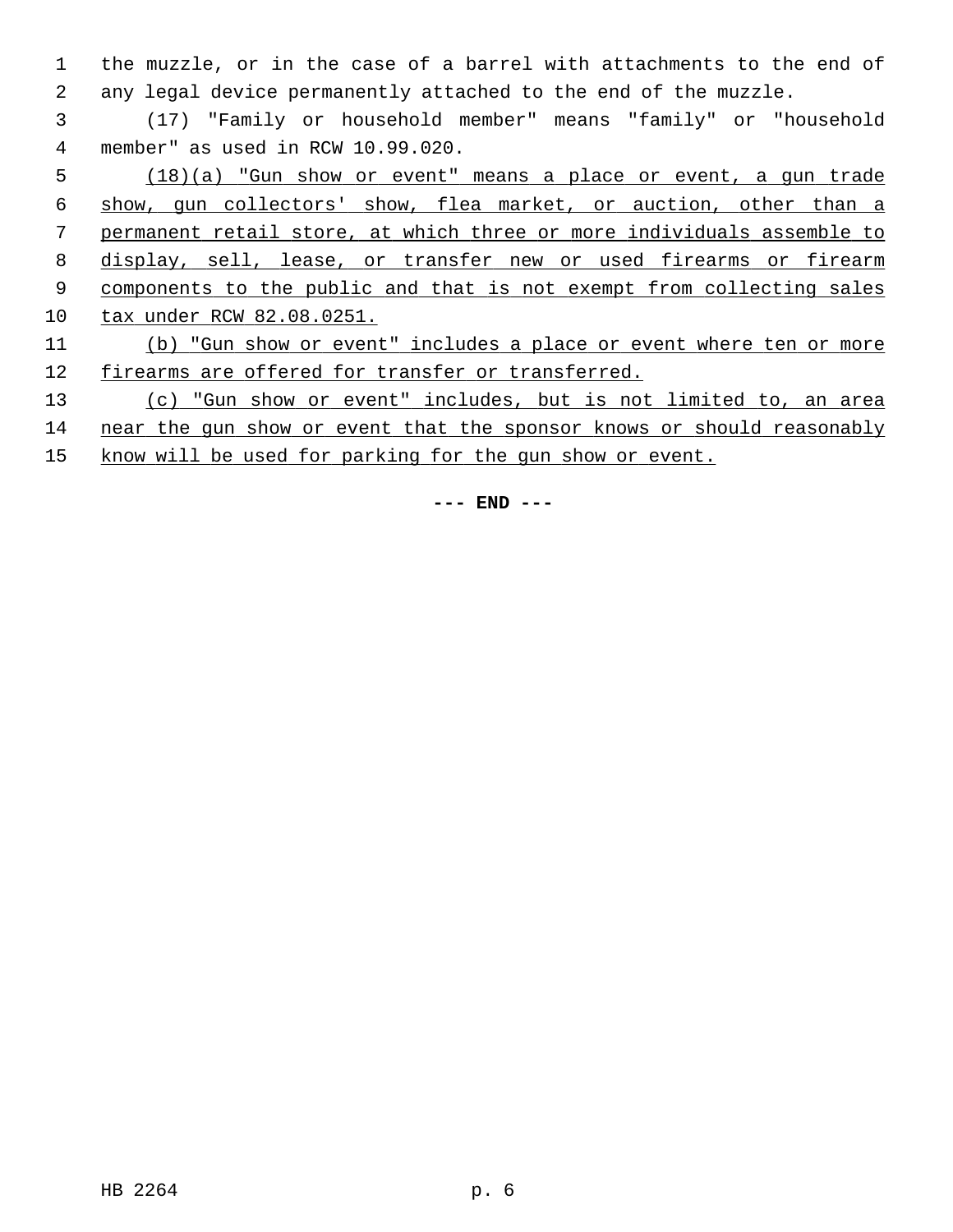the muzzle, or in the case of a barrel with attachments to the end of any legal device permanently attached to the end of the muzzle.

(17) "Family or household member" means "family" or "household member" as used in RCW 10.99.020.

(18)(a) "Gun show or event" means a place or event, a gun trade show, gun collectors' show, flea market, or auction, other than a permanent retail store, at which three or more individuals assemble to display, sell, lease, or transfer new or used firearms or firearm components to the public and that is not exempt from collecting sales tax under RCW 82.08.0251.

(b) "Gun show or event" includes a place or event where ten or more firearms are offered for transfer or transferred.

(c) "Gun show or event" includes, but is not limited to, an area near the gun show or event that the sponsor knows or should reasonably know will be used for parking for the gun show or event.

**--- END ---**